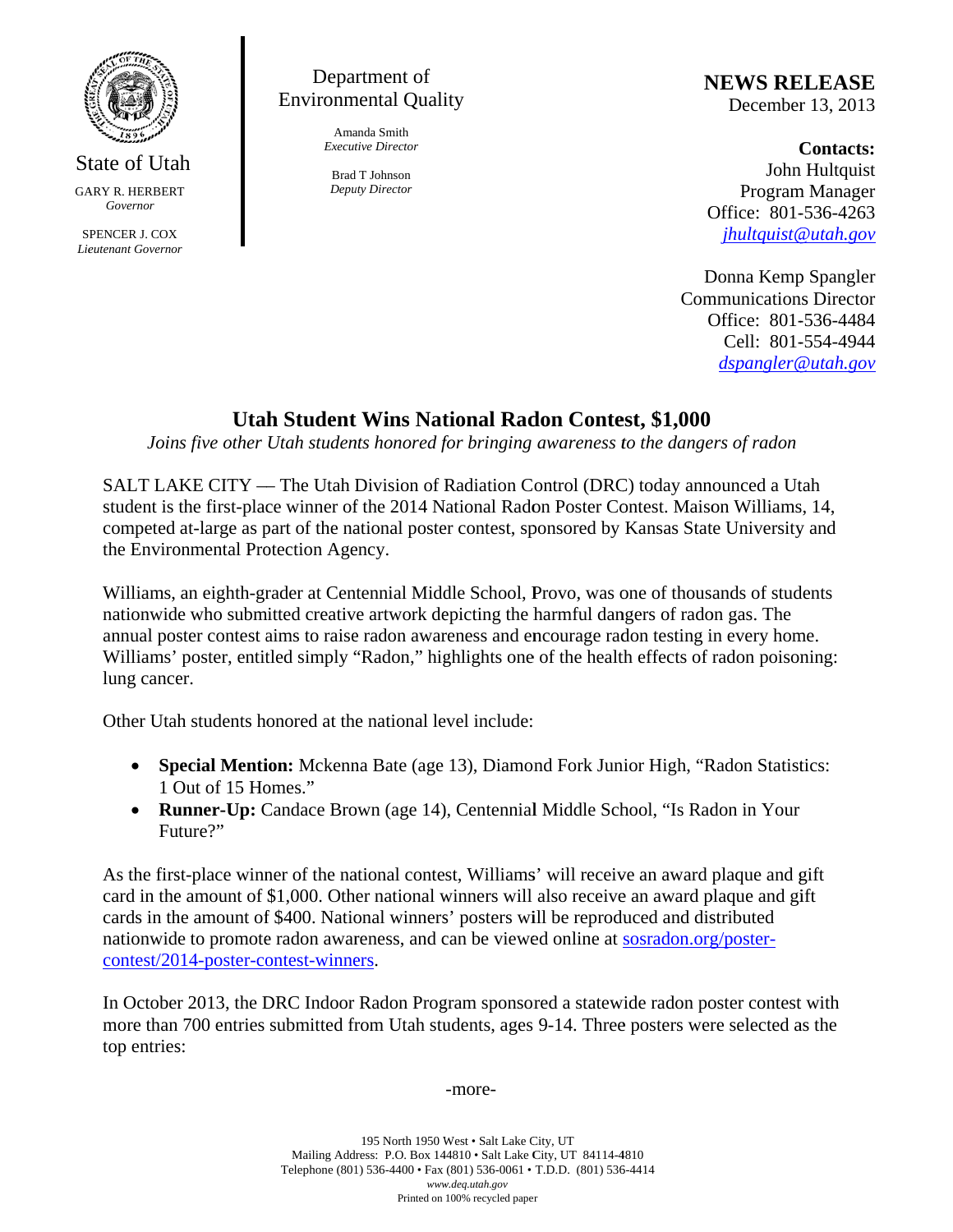State of Utah

GARY R. HERBERT
*Governor*

SPENCER J. COX
*Lieutenant Governor*

Department of
Environmental Quality

Amanda Smith
*Executive Director*

Brad T Johnson
*Deputy Director*

**NEWS RELEASE**
December 13, 2013

**Contacts:**
John Hultquist
Program Manager
Office: 801-536-4263
*jhultquist@utah.gov*

Donna Kemp Spangler
Communications Director
Office: 801-536-4484
Cell: 801-554-4944
*dspangler@utah.gov*

# Utah Student Wins National Radon Contest, $1,000

*Joins five other Utah students honored for bringing awareness to the dangers of radon*

SALT LAKE CITY — The Utah Division of Radiation Control (DRC) today announced a Utah student is the first-place winner of the 2014 National Radon Poster Contest. Maison Williams, 14, competed at-large as part of the national poster contest, sponsored by Kansas State University and the Environmental Protection Agency.

Williams, an eighth-grader at Centennial Middle School, Provo, was one of thousands of students nationwide who submitted creative artwork depicting the harmful dangers of radon gas. The annual poster contest aims to raise radon awareness and encourage radon testing in every home. Williams' poster, entitled simply "Radon," highlights one of the health effects of radon poisoning: lung cancer.

Other Utah students honored at the national level include:

- **Special Mention:** Mckenna Bate (age 13), Diamond Fork Junior High, "Radon Statistics: 1 Out of 15 Homes."
- **Runner-Up:** Candace Brown (age 14), Centennial Middle School, "Is Radon in Your Future?"

As the first-place winner of the national contest, Williams' will receive an award plaque and gift card in the amount of $1,000. Other national winners will also receive an award plaque and gift cards in the amount of $400. National winners' posters will be reproduced and distributed nationwide to promote radon awareness, and can be viewed online at sosradon.org/poster-contest/2014-poster-contest-winners.

In October 2013, the DRC Indoor Radon Program sponsored a statewide radon poster contest with more than 700 entries submitted from Utah students, ages 9-14. Three posters were selected as the top entries:

-more-

195 North 1950 West • Salt Lake City, UT
Mailing Address: P.O. Box 144810 • Salt Lake City, UT 84114-4810
Telephone (801) 536-4400 • Fax (801) 536-0061 • T.D.D. (801) 536-4414
*www.deq.utah.gov*
Printed on 100% recycled paper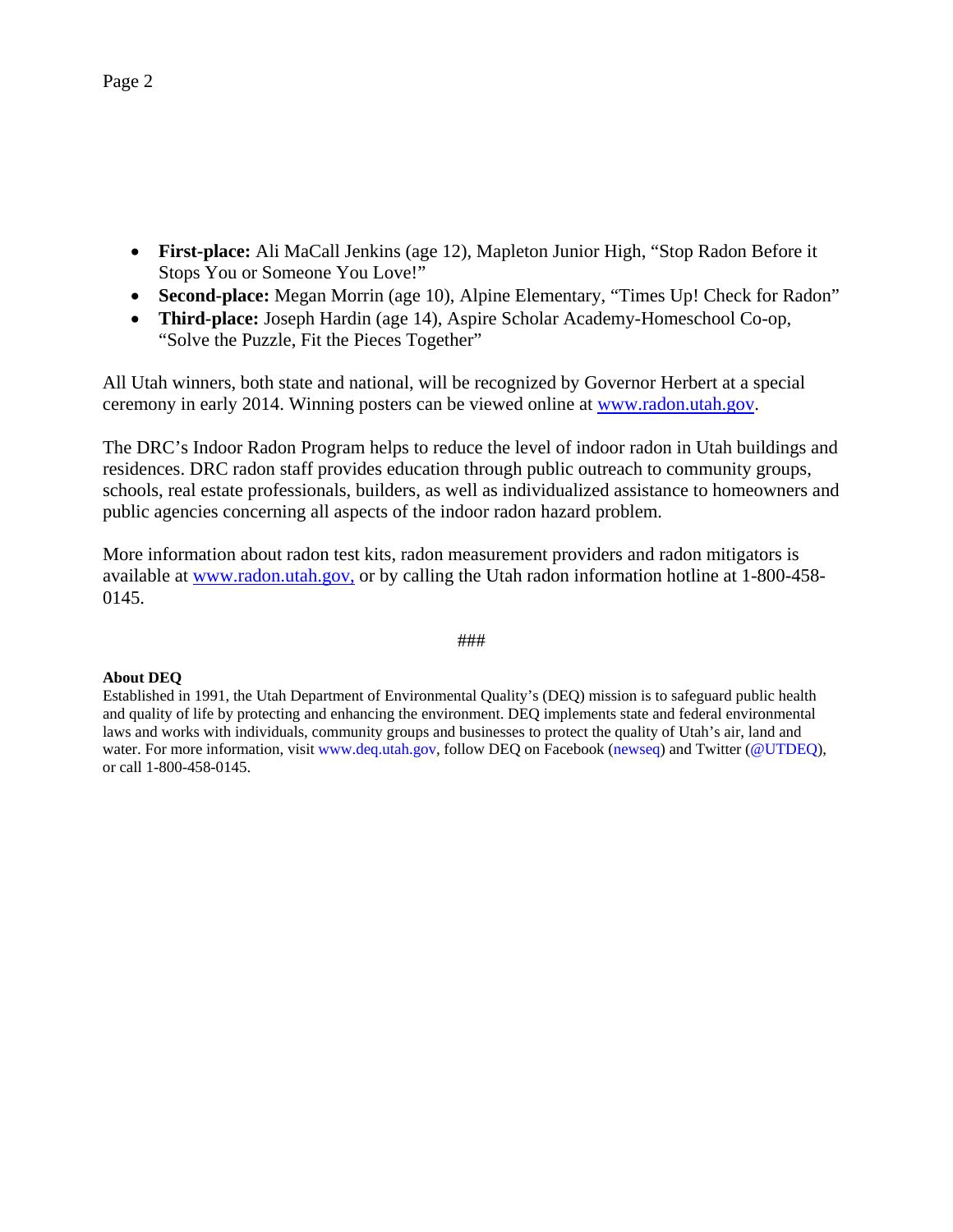- **First-place:** Ali MaCall Jenkins (age 12), Mapleton Junior High, "Stop Radon Before it Stops You or Someone You Love!"
- **Second-place:** Megan Morrin (age 10), Alpine Elementary, "Times Up! Check for Radon"
- **Third-place:** Joseph Hardin (age 14), Aspire Scholar Academy-Homeschool Co-op, "Solve the Puzzle, Fit the Pieces Together"

All Utah winners, both state and national, will be recognized by Governor Herbert at a special ceremony in early 2014. Winning posters can be viewed online at www.radon.utah.gov.

The DRC's Indoor Radon Program helps to reduce the level of indoor radon in Utah buildings and residences. DRC radon staff provides education through public outreach to community groups, schools, real estate professionals, builders, as well as individualized assistance to homeowners and public agencies concerning all aspects of the indoor radon hazard problem.

More information about radon test kits, radon measurement providers and radon mitigators is available at www.radon.utah.gov, or by calling the Utah radon information hotline at 1-800-458-0145.

###

**About DEQ**

Established in 1991, the Utah Department of Environmental Quality's (DEQ) mission is to safeguard public health and quality of life by protecting and enhancing the environment. DEQ implements state and federal environmental laws and works with individuals, community groups and businesses to protect the quality of Utah's air, land and water. For more information, visit www.deq.utah.gov, follow DEQ on Facebook (newseq) and Twitter (@UTDEQ), or call 1-800-458-0145.